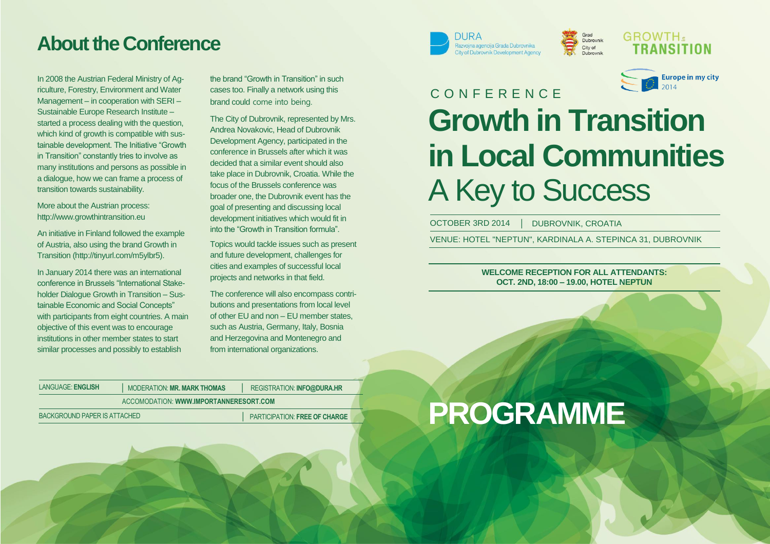## About the Conference

In 2008 the Austrian Federal Ministry of Agriculture, Forestry, Environment and Water Management – in cooperation with SERI – Sustainable Europe Research Institute – started a process dealing with the question, which kind of growth is compatible with sustainable development. The Initiative "Growth in Transition" constantly tries to involve as many institutions and persons as possible in a dialogue, how we can frame a process of transition towards sustainability.

More about the Austrian process: http://www.growthintransition.eu

An initiative in Finland followed the example of Austria, also using the brand Growth in Transition (http://tinyurl.com/m5ylbr5).

In January 2014 there was an international conference in Brussels "International Stakeholder Dialogue Growth in Transition – Sustainable Economic and Social Concepts" with participants from eight countries. A main objective of this event was to encourage institutions in other member states to start similar processes and possibly to establish the brand "Growth in Transition" in such cases too. Finally a network using this brand could come into being.

The City of Dubrovnik, represented by Mrs. Andrea Novakovic, Head of Dubrovnik Development Agency, participated in the conference in Brussels after which it was decided that a similar event should also take place in Dubrovnik, Croatia. While the focus of the Brussels conference was broader one, the Dubrovnik event has the goal of presenting and discussing local development initiatives which would fit in into the "Growth in Transition formula".

Topics would tackle issues such as present and future development, challenges for cities and examples of successful local projects and networks in that field.

The conference will also encompass contributions and presentations from local level of other EU and non – EU member states, such as Austria, Germany, Italy, Bosnia and Herzegovina and Montenegro and from international organizations.

LANGUAGE: **ENGLISH** | MODERATION: **MR. MARK THOMAS** | REGISTRATION: **INFO@DURA.HR**

ACCOMODATION: **WWW.IMPORTANNERESORT.COM**

BACKGROUND PAPER IS ATTACHED | PARTICIPATION: **FREE OF CHARGE**

DURA – Razvojna agencija Grada Dubrovnika – City of Dubrovnik Development Agency

Grad Dubrovnik – City of Dubrovnik

GROWTH in TRANSITION

Europe in my city 2014

CONFERENCE

# Growth in Transition in Local Communities
# A Key to Success

OCTOBER 3RD 2014 | DUBROVNIK, CROATIA

VENUE: HOTEL "NEPTUN", KARDINALA A. STEPINCA 31, DUBROVNIK

**WELCOME RECEPTION FOR ALL ATTENDANTS:**
**OCT. 2ND, 18:00 – 19.00, HOTEL NEPTUN**

# PROGRAMME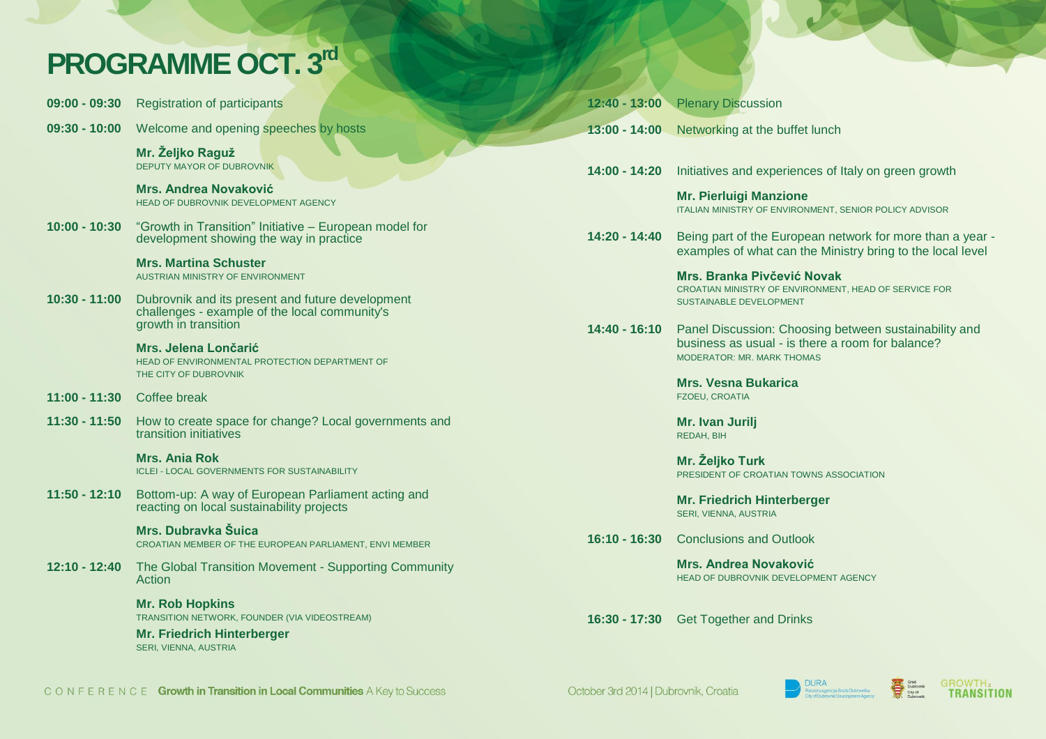# PROGRAMME OCT. 3rd

**09:00 - 09:30** Registration of participants

**09:30 - 10:00** Welcome and opening speeches by hosts

**Mr. Željko Raguž**
DEPUTY MAYOR OF DUBROVNIK

**Mrs. Andrea Novaković**
HEAD OF DUBROVNIK DEVELOPMENT AGENCY

**10:00 - 10:30** "Growth in Transition" Initiative – European model for development showing the way in practice

**Mrs. Martina Schuster**
AUSTRIAN MINISTRY OF ENVIRONMENT

**10:30 - 11:00** Dubrovnik and its present and future development challenges - example of the local community's growth in transition

**Mrs. Jelena Lončarić**
HEAD OF ENVIRONMENTAL PROTECTION DEPARTMENT OF THE CITY OF DUBROVNIK

**11:00 - 11:30** Coffee break

**11:30 - 11:50** How to create space for change? Local governments and transition initiatives

**Mrs. Ania Rok**
ICLEI - LOCAL GOVERNMENTS FOR SUSTAINABILITY

**11:50 - 12:10** Bottom-up: A way of European Parliament acting and reacting on local sustainability projects

**Mrs. Dubravka Šuica**
CROATIAN MEMBER OF THE EUROPEAN PARLIAMENT, ENVI MEMBER

**12:10 - 12:40** The Global Transition Movement - Supporting Community Action

**Mr. Rob Hopkins**
TRANSITION NETWORK, FOUNDER (VIA VIDEOSTREAM)

**Mr. Friedrich Hinterberger**
SERI, VIENNA, AUSTRIA

**12:40 - 13:00** Plenary Discussion

**13:00 - 14:00** Networking at the buffet lunch

**14:00 - 14:20** Initiatives and experiences of Italy on green growth

**Mr. Pierluigi Manzione**
ITALIAN MINISTRY OF ENVIRONMENT, SENIOR POLICY ADVISOR

**14:20 - 14:40** Being part of the European network for more than a year - examples of what can the Ministry bring to the local level

**Mrs. Branka Pivčević Novak**
CROATIAN MINISTRY OF ENVIRONMENT, HEAD OF SERVICE FOR SUSTAINABLE DEVELOPMENT

**14:40 - 16:10** Panel Discussion: Choosing between sustainability and business as usual - is there a room for balance?
MODERATOR: MR. MARK THOMAS

**Mrs. Vesna Bukarica**
FZOEU, CROATIA

**Mr. Ivan Jurilj**
REDAH, BIH

**Mr. Željko Turk**
PRESIDENT OF CROATIAN TOWNS ASSOCIATION

**Mr. Friedrich Hinterberger**
SERI, VIENNA, AUSTRIA

**16:10 - 16:30** Conclusions and Outlook

**Mrs. Andrea Novaković**
HEAD OF DUBROVNIK DEVELOPMENT AGENCY

**16:30 - 17:30** Get Together and Drinks

CONFERENCE **Growth in Transition in Local Communities** A Key to Success

October 3rd 2014 | Dubrovnik, Croatia